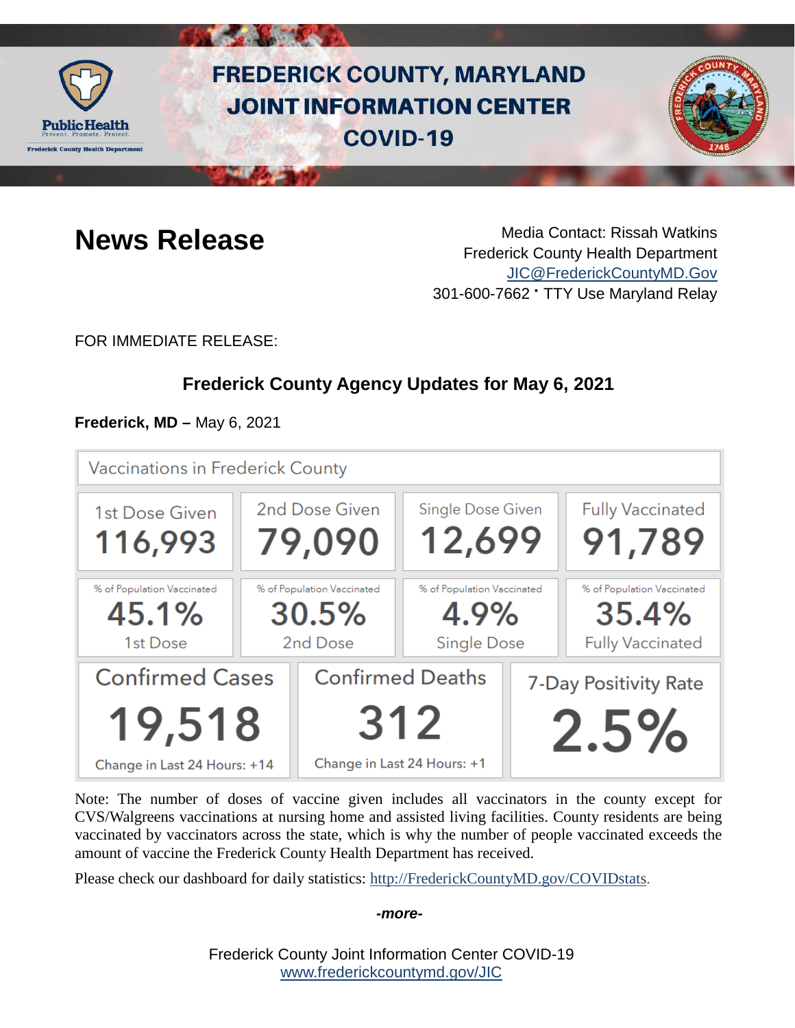# FREDERICK COUNTY, MARYLAND JOINT INFORMATION CENTER COVID-19

Public Health
Prevent. Promote. Protect.
Frederick County Health Department

## News Release

Media Contact: Rissah Watkins
Frederick County Health Department
JIC@FrederickCountyMD.Gov
301-600-7662 • TTY Use Maryland Relay

FOR IMMEDIATE RELEASE:

### Frederick County Agency Updates for May 6, 2021

**Frederick, MD –** May 6, 2021

**Vaccinations in Frederick County**

| 1st Dose Given | 2nd Dose Given | Single Dose Given | Fully Vaccinated |
|---|---|---|---|
| 116,993 | 79,090 | 12,699 | 91,789 |
| % of Population Vaccinated 45.1% 1st Dose | % of Population Vaccinated 30.5% 2nd Dose | % of Population Vaccinated 4.9% Single Dose | % of Population Vaccinated 35.4% Fully Vaccinated |

| Confirmed Cases | Confirmed Deaths | 7-Day Positivity Rate |
|---|---|---|
| 19,518 | 312 | 2.5% |
| Change in Last 24 Hours: +14 | Change in Last 24 Hours: +1 | |

Note: The number of doses of vaccine given includes all vaccinators in the county except for CVS/Walgreens vaccinations at nursing home and assisted living facilities. County residents are being vaccinated by vaccinators across the state, which is why the number of people vaccinated exceeds the amount of vaccine the Frederick County Health Department has received.

Please check our dashboard for daily statistics: http://FrederickCountyMD.gov/COVIDstats.

*-more-*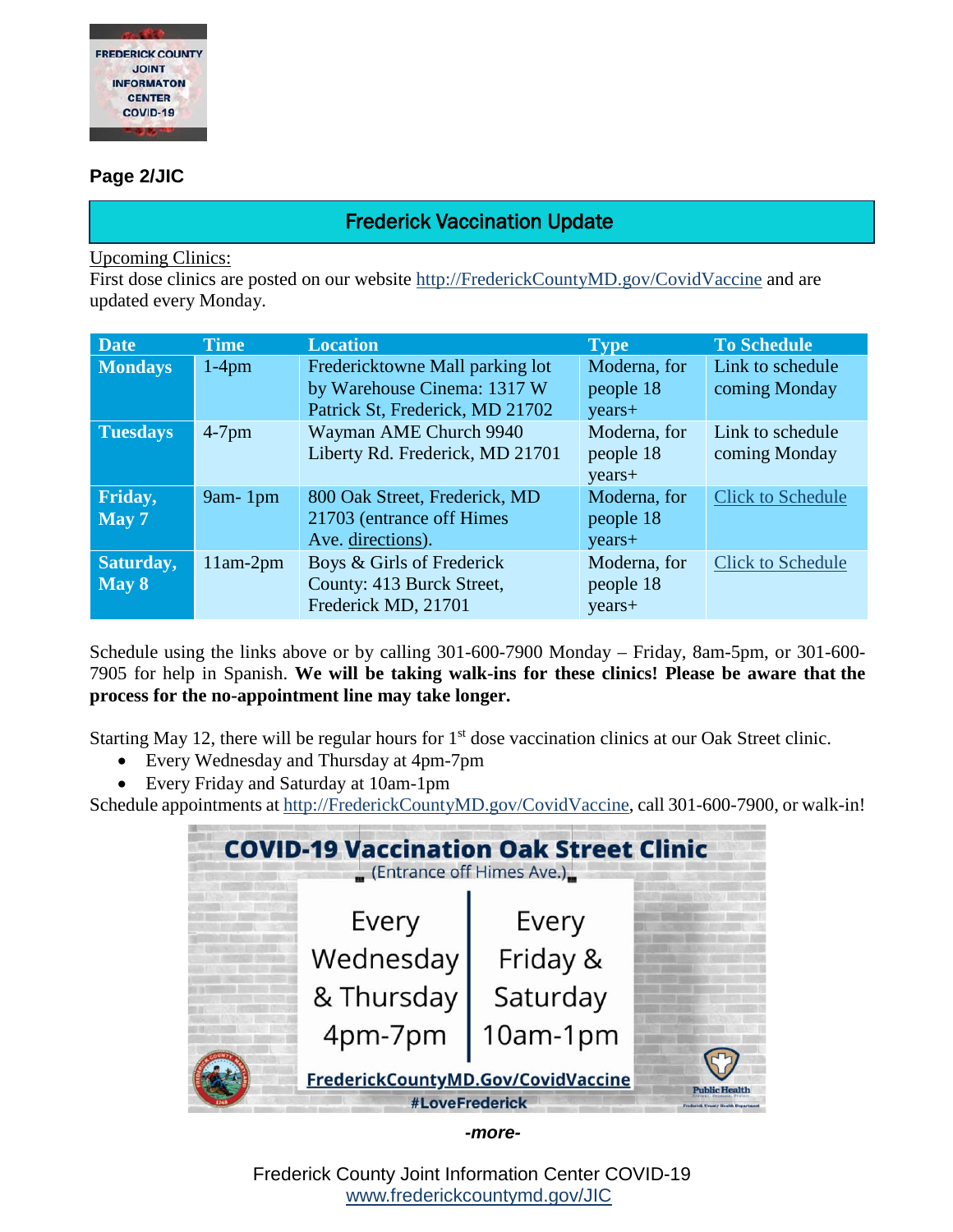**Page 2/JIC**

## Frederick Vaccination Update

Upcoming Clinics:
First dose clinics are posted on our website http://FrederickCountyMD.gov/CovidVaccine and are updated every Monday.

| Date | Time | Location | Type | To Schedule |
|---|---|---|---|---|
| **Mondays** | 1-4pm | Fredericktowne Mall parking lot by Warehouse Cinema: 1317 W Patrick St, Frederick, MD 21702 | Moderna, for people 18 years+ | Link to schedule coming Monday |
| **Tuesdays** | 4-7pm | Wayman AME Church 9940 Liberty Rd. Frederick, MD 21701 | Moderna, for people 18 years+ | Link to schedule coming Monday |
| **Friday, May 7** | 9am- 1pm | 800 Oak Street, Frederick, MD 21703 (entrance off Himes Ave. directions). | Moderna, for people 18 years+ | Click to Schedule |
| **Saturday, May 8** | 11am-2pm | Boys & Girls of Frederick County: 413 Burck Street, Frederick MD, 21701 | Moderna, for people 18 years+ | Click to Schedule |

Schedule using the links above or by calling 301-600-7900 Monday – Friday, 8am-5pm, or 301-600-7905 for help in Spanish. **We will be taking walk-ins for these clinics! Please be aware that the process for the no-appointment line may take longer.**

Starting May 12, there will be regular hours for 1st dose vaccination clinics at our Oak Street clinic.

- Every Wednesday and Thursday at 4pm-7pm
- Every Friday and Saturday at 10am-1pm

Schedule appointments at http://FrederickCountyMD.gov/CovidVaccine, call 301-600-7900, or walk-in!

**COVID-19 Vaccination Oak Street Clinic**
(Entrance off Himes Ave.)

| Every Wednesday & Thursday | Every Friday & Saturday |
|---|---|
| 4pm-7pm | 10am-1pm |

FrederickCountyMD.Gov/CovidVaccine
#LoveFrederick

*-more-*

Frederick County Joint Information Center COVID-19
www.frederickcountymd.gov/JIC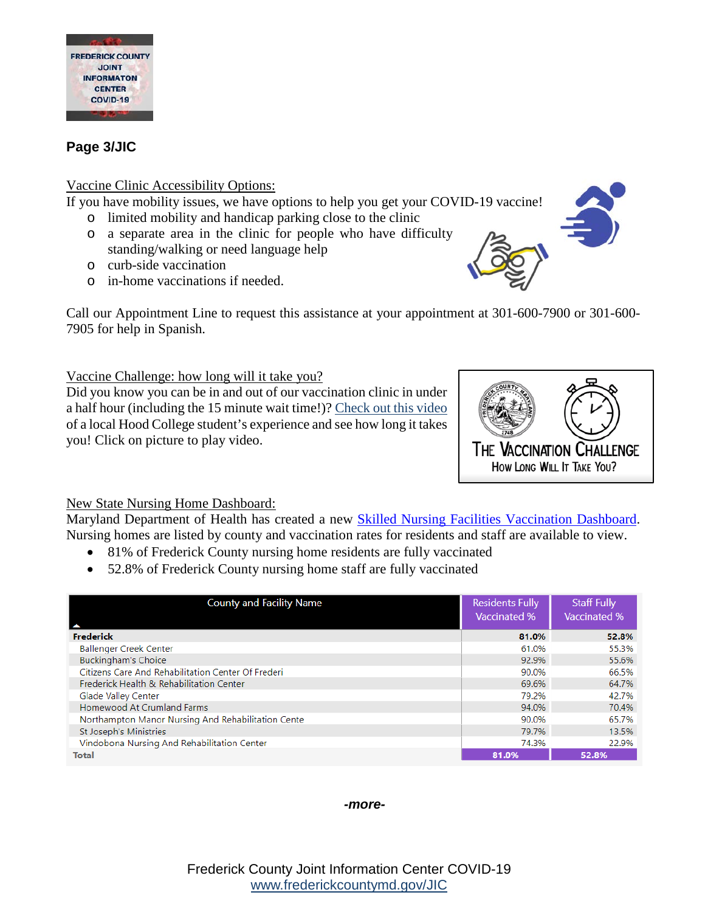**Page 3/JIC**

Vaccine Clinic Accessibility Options:

If you have mobility issues, we have options to help you get your COVID-19 vaccine!

- limited mobility and handicap parking close to the clinic
- a separate area in the clinic for people who have difficulty standing/walking or need language help
- curb-side vaccination
- in-home vaccinations if needed.

Call our Appointment Line to request this assistance at your appointment at 301-600-7900 or 301-600-7905 for help in Spanish.

Vaccine Challenge: how long will it take you?

Did you know you can be in and out of our vaccination clinic in under a half hour (including the 15 minute wait time!)? Check out this video of a local Hood College student's experience and see how long it takes you! Click on picture to play video.

THE VACCINATION CHALLENGE
HOW LONG WILL IT TAKE YOU?

New State Nursing Home Dashboard:

Maryland Department of Health has created a new Skilled Nursing Facilities Vaccination Dashboard. Nursing homes are listed by county and vaccination rates for residents and staff are available to view.

- 81% of Frederick County nursing home residents are fully vaccinated
- 52.8% of Frederick County nursing home staff are fully vaccinated

| County and Facility Name | Residents Fully Vaccinated % | Staff Fully Vaccinated % |
|---|---|---|
| **Frederick** | **81.0%** | **52.8%** |
| Ballenger Creek Center | 61.0% | 55.3% |
| Buckingham's Choice | 92.9% | 55.6% |
| Citizens Care And Rehabilitation Center Of Frederi | 90.0% | 66.5% |
| Frederick Health & Rehabilitation Center | 69.6% | 64.7% |
| Glade Valley Center | 79.2% | 42.7% |
| Homewood At Crumland Farms | 94.0% | 70.4% |
| Northampton Manor Nursing And Rehabilitation Cente | 90.0% | 65.7% |
| St Joseph's Ministries | 79.7% | 13.5% |
| Vindobona Nursing And Rehabilitation Center | 74.3% | 22.9% |
| **Total** | **81.0%** | **52.8%** |

***-more-***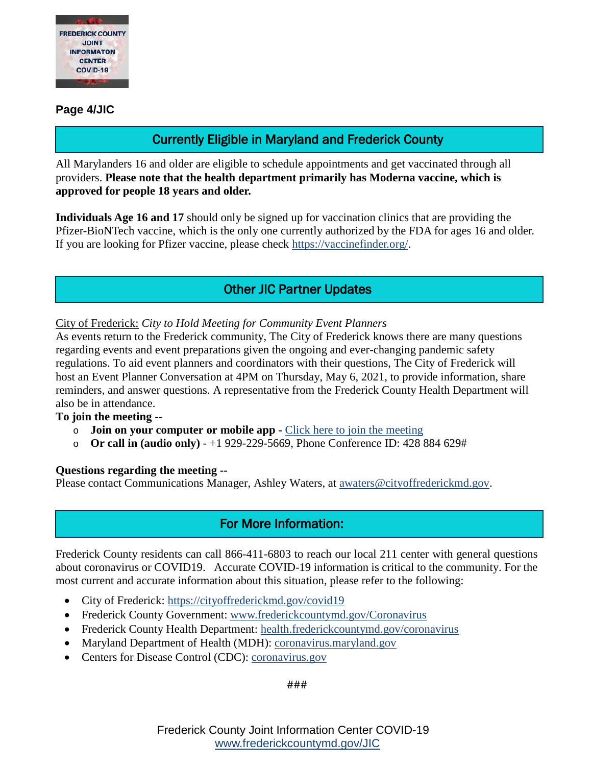**Page 4/JIC**

## Currently Eligible in Maryland and Frederick County

All Marylanders 16 and older are eligible to schedule appointments and get vaccinated through all providers. **Please note that the health department primarily has Moderna vaccine, which is approved for people 18 years and older.**

**Individuals Age 16 and 17** should only be signed up for vaccination clinics that are providing the Pfizer-BioNTech vaccine, which is the only one currently authorized by the FDA for ages 16 and older. If you are looking for Pfizer vaccine, please check https://vaccinefinder.org/.

## Other JIC Partner Updates

City of Frederick: *City to Hold Meeting for Community Event Planners*

As events return to the Frederick community, The City of Frederick knows there are many questions regarding events and event preparations given the ongoing and ever-changing pandemic safety regulations. To aid event planners and coordinators with their questions, The City of Frederick will host an Event Planner Conversation at 4PM on Thursday, May 6, 2021, to provide information, share reminders, and answer questions. A representative from the Frederick County Health Department will also be in attendance.

**To join the meeting --**

- **Join on your computer or mobile app -** Click here to join the meeting
- **Or call in (audio only)** - +1 929-229-5669, Phone Conference ID: 428 884 629#

**Questions regarding the meeting --**

Please contact Communications Manager, Ashley Waters, at awaters@cityoffrederickmd.gov.

## For More Information:

Frederick County residents can call 866-411-6803 to reach our local 211 center with general questions about coronavirus or COVID19. Accurate COVID-19 information is critical to the community. For the most current and accurate information about this situation, please refer to the following:

- City of Frederick: https://cityoffrederickmd.gov/covid19
- Frederick County Government: www.frederickcountymd.gov/Coronavirus
- Frederick County Health Department: health.frederickcountymd.gov/coronavirus
- Maryland Department of Health (MDH): coronavirus.maryland.gov
- Centers for Disease Control (CDC): coronavirus.gov

###